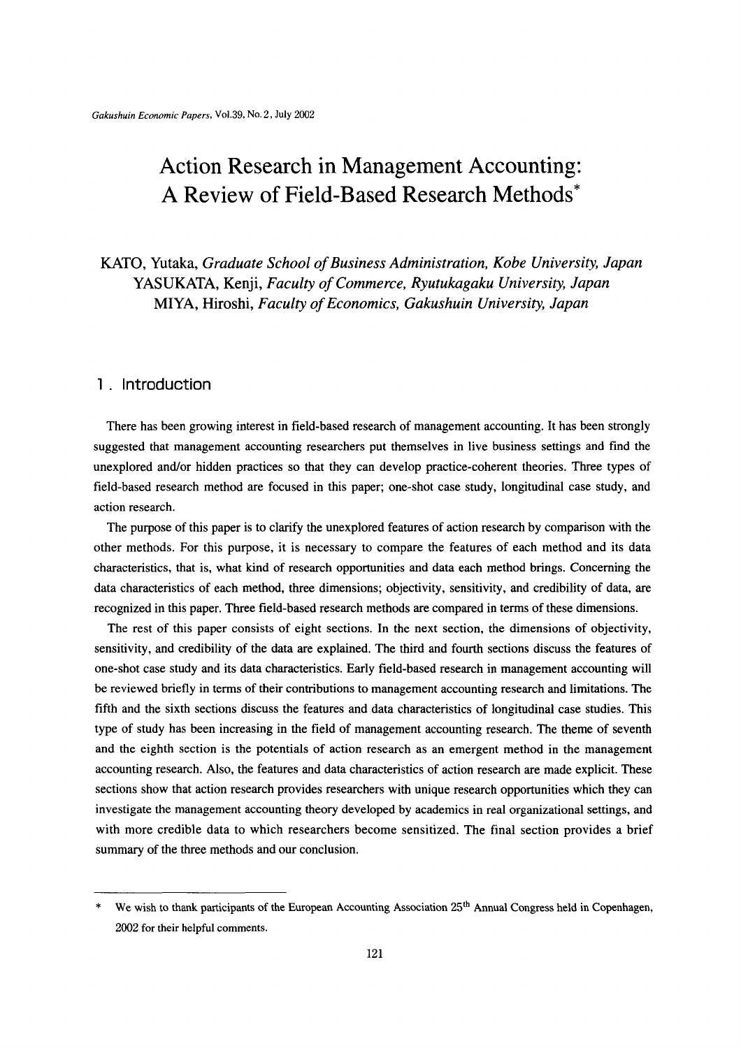# Action Research in Management Accounting: A Review of Field-Based Research Methods*

KATO, Yutaka, *Graduate School of Business Administration, Kobe University, Japan*
YASUKATA, Kenji, *Faculty of Commerce, Ryutukagaku University, Japan*
MIYA, Hiroshi, *Faculty of Economics, Gakushuin University, Japan*

## 1. Introduction

There has been growing interest in field-based research of management accounting. It has been strongly suggested that management accounting researchers put themselves in live business settings and find the unexplored and/or hidden practices so that they can develop practice-coherent theories. Three types of field-based research method are focused in this paper; one-shot case study, longitudinal case study, and action research.

The purpose of this paper is to clarify the unexplored features of action research by comparison with the other methods. For this purpose, it is necessary to compare the features of each method and its data characteristics, that is, what kind of research opportunities and data each method brings. Concerning the data characteristics of each method, three dimensions; objectivity, sensitivity, and credibility of data, are recognized in this paper. Three field-based research methods are compared in terms of these dimensions.

The rest of this paper consists of eight sections. In the next section, the dimensions of objectivity, sensitivity, and credibility of the data are explained. The third and fourth sections discuss the features of one-shot case study and its data characteristics. Early field-based research in management accounting will be reviewed briefly in terms of their contributions to management accounting research and limitations. The fifth and the sixth sections discuss the features and data characteristics of longitudinal case studies. This type of study has been increasing in the field of management accounting research. The theme of seventh and the eighth section is the potentials of action research as an emergent method in the management accounting research. Also, the features and data characteristics of action research are made explicit. These sections show that action research provides researchers with unique research opportunities which they can investigate the management accounting theory developed by academics in real organizational settings, and with more credible data to which researchers become sensitized. The final section provides a brief summary of the three methods and our conclusion.

---

* We wish to thank participants of the European Accounting Association 25th Annual Congress held in Copenhagen, 2002 for their helpful comments.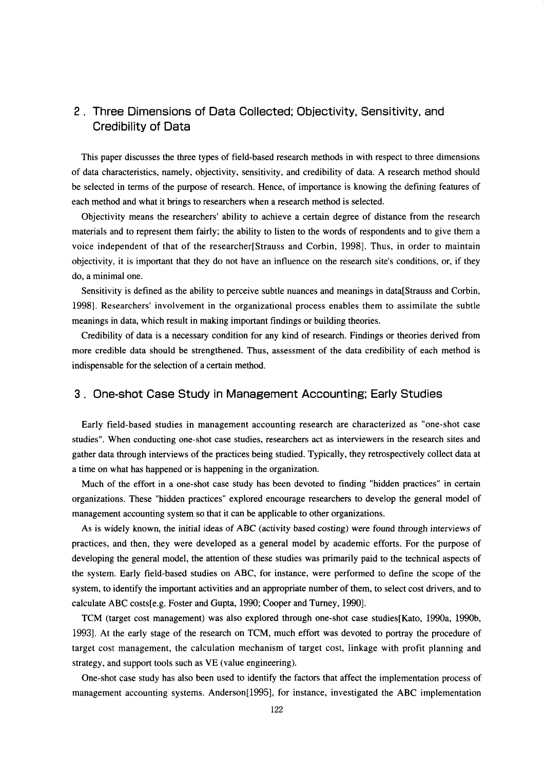## 2. Three Dimensions of Data Collected; Objectivity, Sensitivity, and Credibility of Data

This paper discusses the three types of field-based research methods in with respect to three dimensions of data characteristics, namely, objectivity, sensitivity, and credibility of data. A research method should be selected in terms of the purpose of research. Hence, of importance is knowing the defining features of each method and what it brings to researchers when a research method is selected.

Objectivity means the researchers' ability to achieve a certain degree of distance from the research materials and to represent them fairly; the ability to listen to the words of respondents and to give them a voice independent of that of the researcher[Strauss and Corbin, 1998]. Thus, in order to maintain objectivity, it is important that they do not have an influence on the research site's conditions, or, if they do, a minimal one.

Sensitivity is defined as the ability to perceive subtle nuances and meanings in data[Strauss and Corbin, 1998]. Researchers' involvement in the organizational process enables them to assimilate the subtle meanings in data, which result in making important findings or building theories.

Credibility of data is a necessary condition for any kind of research. Findings or theories derived from more credible data should be strengthened. Thus, assessment of the data credibility of each method is indispensable for the selection of a certain method.

## 3. One-shot Case Study in Management Accounting; Early Studies

Early field-based studies in management accounting research are characterized as "one-shot case studies". When conducting one-shot case studies, researchers act as interviewers in the research sites and gather data through interviews of the practices being studied. Typically, they retrospectively collect data at a time on what has happened or is happening in the organization.

Much of the effort in a one-shot case study has been devoted to finding "hidden practices" in certain organizations. These "hidden practices" explored encourage researchers to develop the general model of management accounting system so that it can be applicable to other organizations.

As is widely known, the initial ideas of ABC (activity based costing) were found through interviews of practices, and then, they were developed as a general model by academic efforts. For the purpose of developing the general model, the attention of these studies was primarily paid to the technical aspects of the system. Early field-based studies on ABC, for instance, were performed to define the scope of the system, to identify the important activities and an appropriate number of them, to select cost drivers, and to calculate ABC costs[e.g. Foster and Gupta, 1990; Cooper and Turney, 1990].

TCM (target cost management) was also explored through one-shot case studies[Kato, 1990a, 1990b, 1993]. At the early stage of the research on TCM, much effort was devoted to portray the procedure of target cost management, the calculation mechanism of target cost, linkage with profit planning and strategy, and support tools such as VE (value engineering).

One-shot case study has also been used to identify the factors that affect the implementation process of management accounting systems. Anderson[1995], for instance, investigated the ABC implementation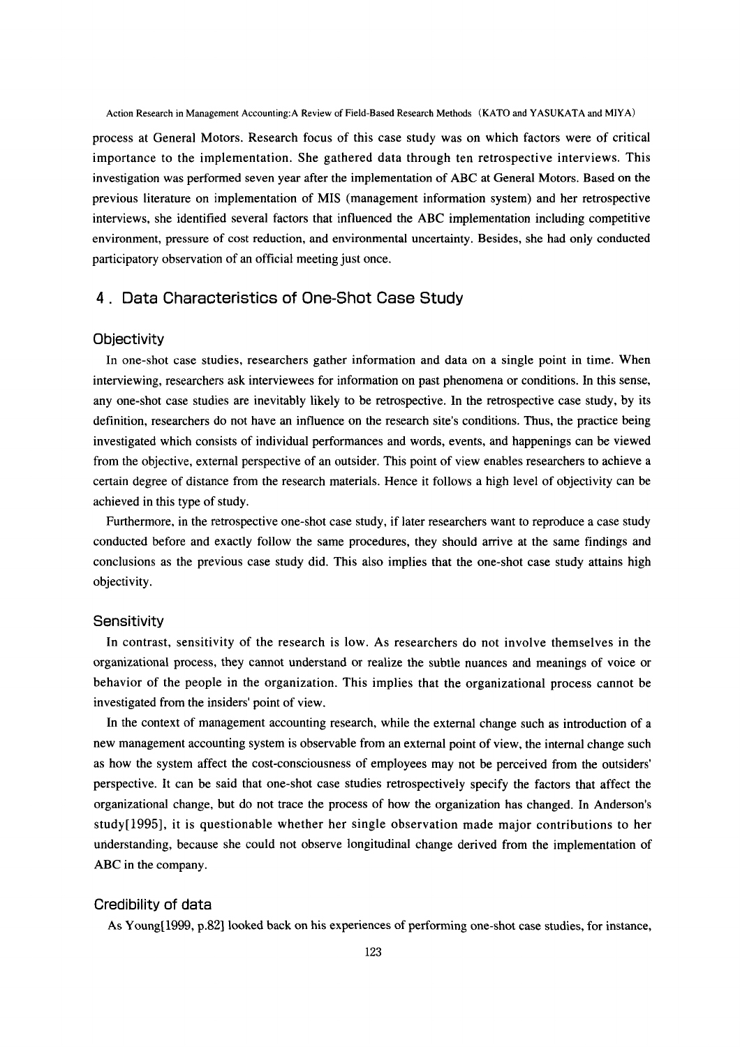process at General Motors. Research focus of this case study was on which factors were of critical importance to the implementation. She gathered data through ten retrospective interviews. This investigation was performed seven year after the implementation of ABC at General Motors. Based on the previous literature on implementation of MIS (management information system) and her retrospective interviews, she identified several factors that influenced the ABC implementation including competitive environment, pressure of cost reduction, and environmental uncertainty. Besides, she had only conducted participatory observation of an official meeting just once.

## 4. Data Characteristics of One-Shot Case Study

### Objectivity

In one-shot case studies, researchers gather information and data on a single point in time. When interviewing, researchers ask interviewees for information on past phenomena or conditions. In this sense, any one-shot case studies are inevitably likely to be retrospective. In the retrospective case study, by its definition, researchers do not have an influence on the research site's conditions. Thus, the practice being investigated which consists of individual performances and words, events, and happenings can be viewed from the objective, external perspective of an outsider. This point of view enables researchers to achieve a certain degree of distance from the research materials. Hence it follows a high level of objectivity can be achieved in this type of study.

Furthermore, in the retrospective one-shot case study, if later researchers want to reproduce a case study conducted before and exactly follow the same procedures, they should arrive at the same findings and conclusions as the previous case study did. This also implies that the one-shot case study attains high objectivity.

### Sensitivity

In contrast, sensitivity of the research is low. As researchers do not involve themselves in the organizational process, they cannot understand or realize the subtle nuances and meanings of voice or behavior of the people in the organization. This implies that the organizational process cannot be investigated from the insiders' point of view.

In the context of management accounting research, while the external change such as introduction of a new management accounting system is observable from an external point of view, the internal change such as how the system affect the cost-consciousness of employees may not be perceived from the outsiders' perspective. It can be said that one-shot case studies retrospectively specify the factors that affect the organizational change, but do not trace the process of how the organization has changed. In Anderson's study[1995], it is questionable whether her single observation made major contributions to her understanding, because she could not observe longitudinal change derived from the implementation of ABC in the company.

### Credibility of data

As Young[1999, p.82] looked back on his experiences of performing one-shot case studies, for instance,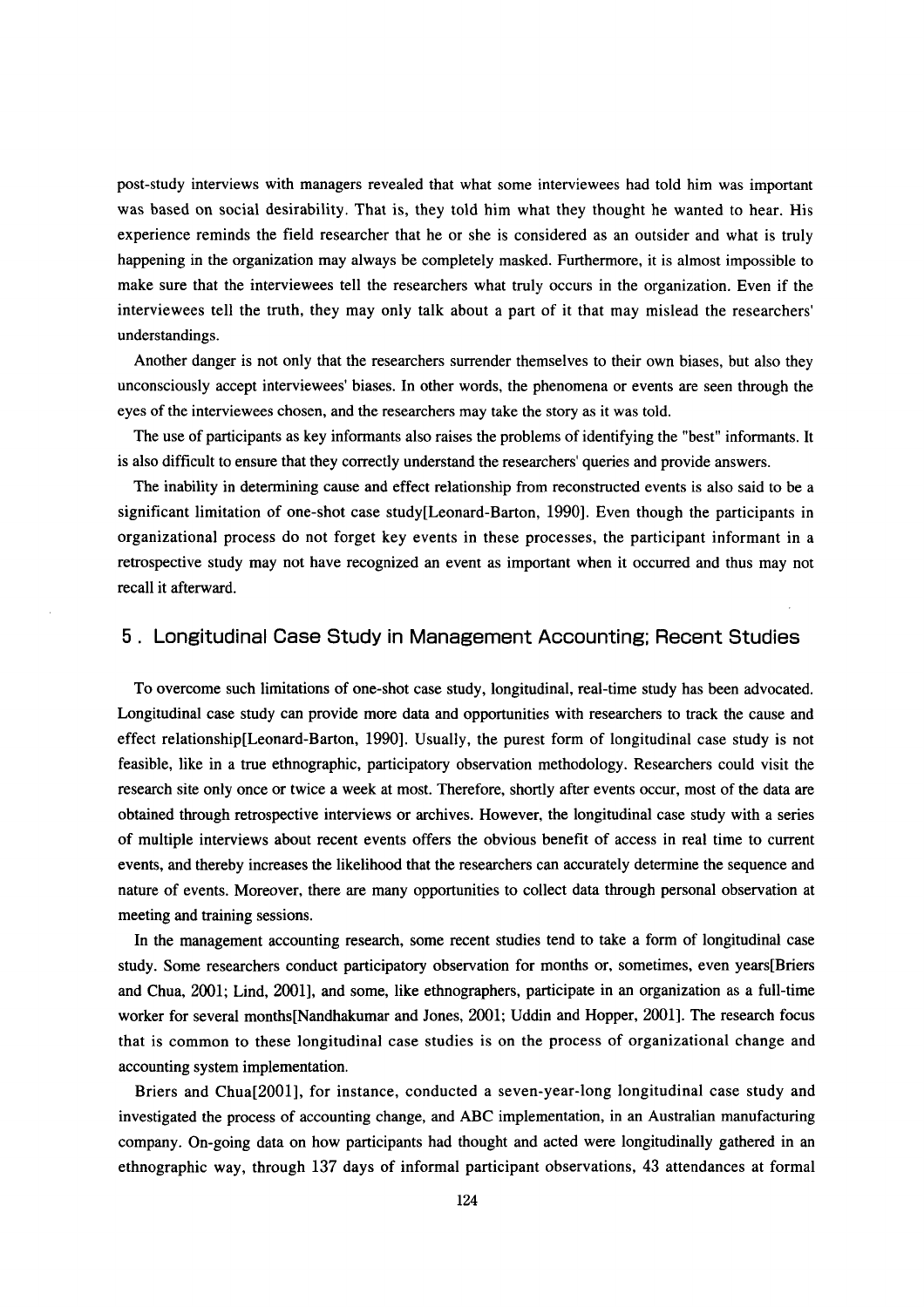post-study interviews with managers revealed that what some interviewees had told him was important was based on social desirability. That is, they told him what they thought he wanted to hear. His experience reminds the field researcher that he or she is considered as an outsider and what is truly happening in the organization may always be completely masked. Furthermore, it is almost impossible to make sure that the interviewees tell the researchers what truly occurs in the organization. Even if the interviewees tell the truth, they may only talk about a part of it that may mislead the researchers' understandings.

Another danger is not only that the researchers surrender themselves to their own biases, but also they unconsciously accept interviewees' biases. In other words, the phenomena or events are seen through the eyes of the interviewees chosen, and the researchers may take the story as it was told.

The use of participants as key informants also raises the problems of identifying the "best" informants. It is also difficult to ensure that they correctly understand the researchers' queries and provide answers.

The inability in determining cause and effect relationship from reconstructed events is also said to be a significant limitation of one-shot case study[Leonard-Barton, 1990]. Even though the participants in organizational process do not forget key events in these processes, the participant informant in a retrospective study may not have recognized an event as important when it occurred and thus may not recall it afterward.

## 5. Longitudinal Case Study in Management Accounting; Recent Studies

To overcome such limitations of one-shot case study, longitudinal, real-time study has been advocated. Longitudinal case study can provide more data and opportunities with researchers to track the cause and effect relationship[Leonard-Barton, 1990]. Usually, the purest form of longitudinal case study is not feasible, like in a true ethnographic, participatory observation methodology. Researchers could visit the research site only once or twice a week at most. Therefore, shortly after events occur, most of the data are obtained through retrospective interviews or archives. However, the longitudinal case study with a series of multiple interviews about recent events offers the obvious benefit of access in real time to current events, and thereby increases the likelihood that the researchers can accurately determine the sequence and nature of events. Moreover, there are many opportunities to collect data through personal observation at meeting and training sessions.

In the management accounting research, some recent studies tend to take a form of longitudinal case study. Some researchers conduct participatory observation for months or, sometimes, even years[Briers and Chua, 2001; Lind, 2001], and some, like ethnographers, participate in an organization as a full-time worker for several months[Nandhakumar and Jones, 2001; Uddin and Hopper, 2001]. The research focus that is common to these longitudinal case studies is on the process of organizational change and accounting system implementation.

Briers and Chua[2001], for instance, conducted a seven-year-long longitudinal case study and investigated the process of accounting change, and ABC implementation, in an Australian manufacturing company. On-going data on how participants had thought and acted were longitudinally gathered in an ethnographic way, through 137 days of informal participant observations, 43 attendances at formal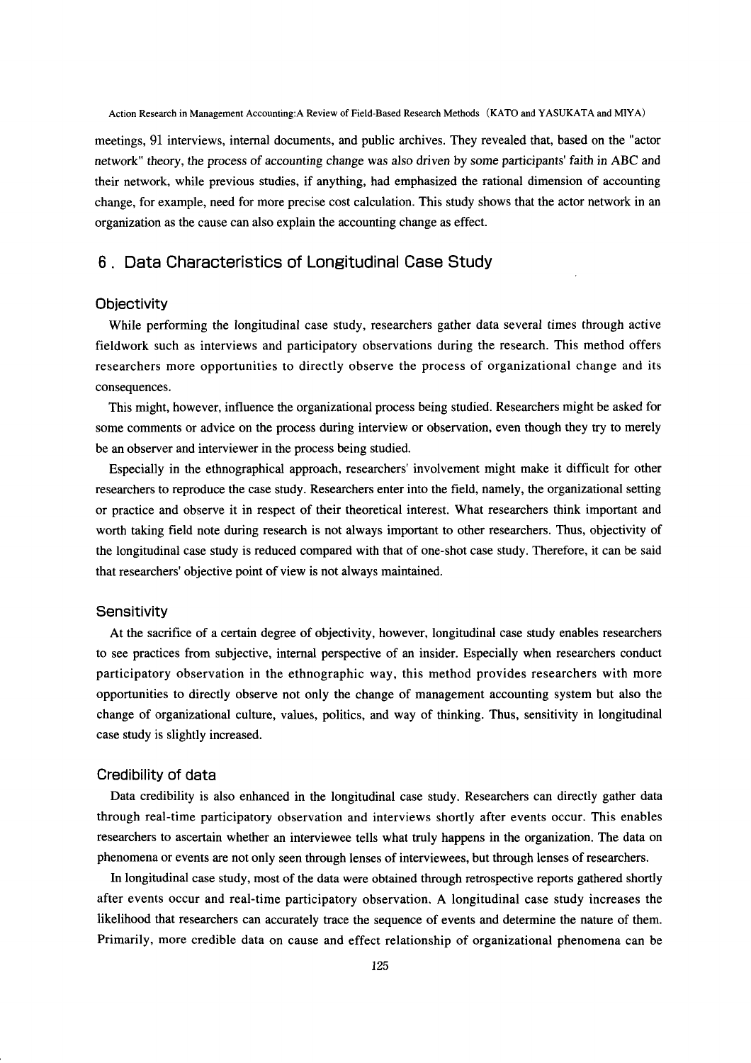meetings, 91 interviews, internal documents, and public archives. They revealed that, based on the "actor network" theory, the process of accounting change was also driven by some participants' faith in ABC and their network, while previous studies, if anything, had emphasized the rational dimension of accounting change, for example, need for more precise cost calculation. This study shows that the actor network in an organization as the cause can also explain the accounting change as effect.

## 6. Data Characteristics of Longitudinal Case Study

### Objectivity

While performing the longitudinal case study, researchers gather data several times through active fieldwork such as interviews and participatory observations during the research. This method offers researchers more opportunities to directly observe the process of organizational change and its consequences.

This might, however, influence the organizational process being studied. Researchers might be asked for some comments or advice on the process during interview or observation, even though they try to merely be an observer and interviewer in the process being studied.

Especially in the ethnographical approach, researchers' involvement might make it difficult for other researchers to reproduce the case study. Researchers enter into the field, namely, the organizational setting or practice and observe it in respect of their theoretical interest. What researchers think important and worth taking field note during research is not always important to other researchers. Thus, objectivity of the longitudinal case study is reduced compared with that of one-shot case study. Therefore, it can be said that researchers' objective point of view is not always maintained.

### Sensitivity

At the sacrifice of a certain degree of objectivity, however, longitudinal case study enables researchers to see practices from subjective, internal perspective of an insider. Especially when researchers conduct participatory observation in the ethnographic way, this method provides researchers with more opportunities to directly observe not only the change of management accounting system but also the change of organizational culture, values, politics, and way of thinking. Thus, sensitivity in longitudinal case study is slightly increased.

### Credibility of data

Data credibility is also enhanced in the longitudinal case study. Researchers can directly gather data through real-time participatory observation and interviews shortly after events occur. This enables researchers to ascertain whether an interviewee tells what truly happens in the organization. The data on phenomena or events are not only seen through lenses of interviewees, but through lenses of researchers.

In longitudinal case study, most of the data were obtained through retrospective reports gathered shortly after events occur and real-time participatory observation. A longitudinal case study increases the likelihood that researchers can accurately trace the sequence of events and determine the nature of them. Primarily, more credible data on cause and effect relationship of organizational phenomena can be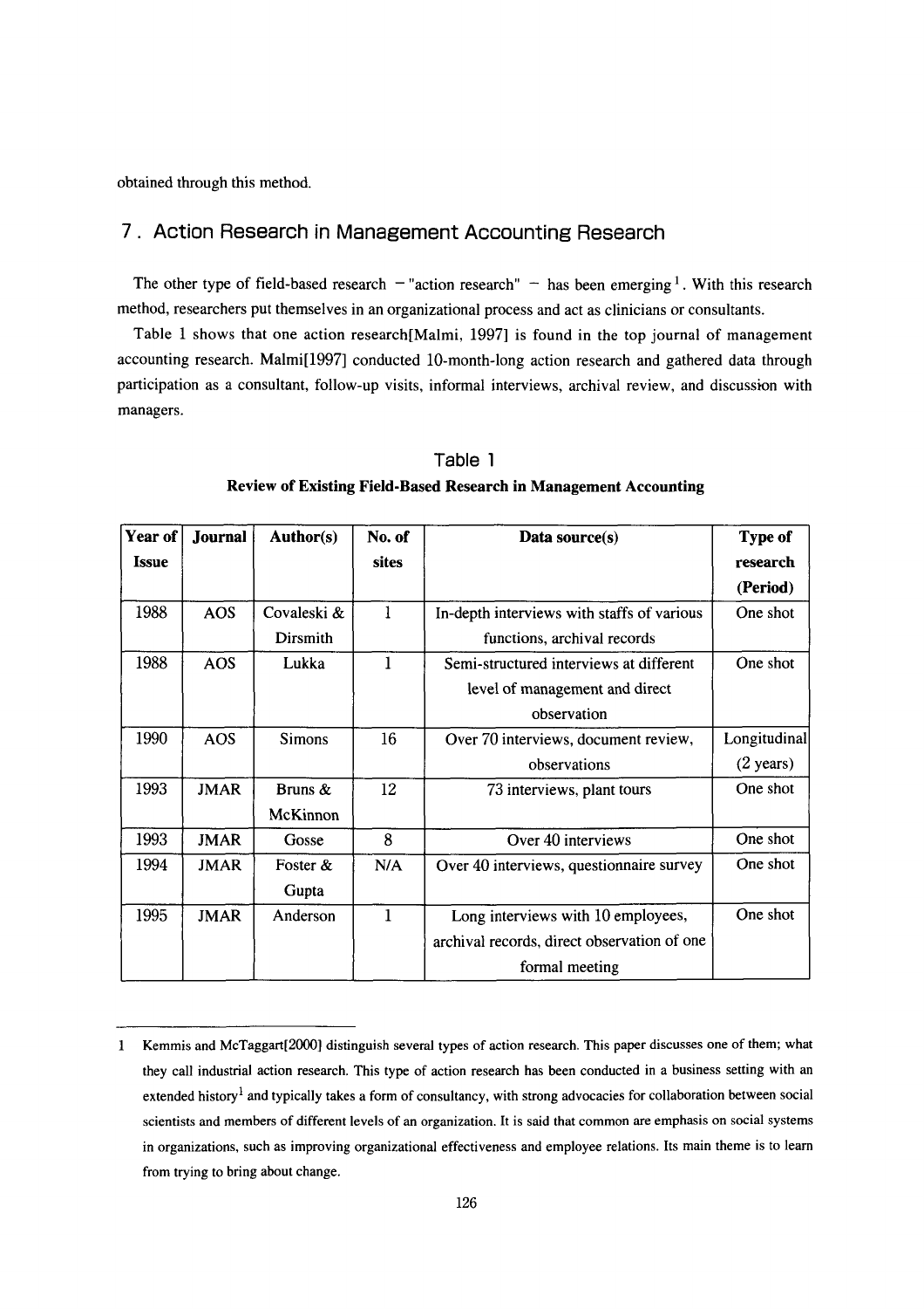obtained through this method.

## 7. Action Research in Management Accounting Research

The other type of field-based research – "action research" – has been emerging [1]. With this research method, researchers put themselves in an organizational process and act as clinicians or consultants.

Table 1 shows that one action research[Malmi, 1997] is found in the top journal of management accounting research. Malmi[1997] conducted 10-month-long action research and gathered data through participation as a consultant, follow-up visits, informal interviews, archival review, and discussion with managers.

### Table 1

**Review of Existing Field-Based Research in Management Accounting**

| Year of Issue | Journal | Author(s) | No. of sites | Data source(s) | Type of research (Period) |
|---|---|---|---|---|---|
| 1988 | AOS | Covaleski & Dirsmith | 1 | In-depth interviews with staffs of various functions, archival records | One shot |
| 1988 | AOS | Lukka | 1 | Semi-structured interviews at different level of management and direct observation | One shot |
| 1990 | AOS | Simons | 16 | Over 70 interviews, document review, observations | Longitudinal (2 years) |
| 1993 | JMAR | Bruns & McKinnon | 12 | 73 interviews, plant tours | One shot |
| 1993 | JMAR | Gosse | 8 | Over 40 interviews | One shot |
| 1994 | JMAR | Foster & Gupta | N/A | Over 40 interviews, questionnaire survey | One shot |
| 1995 | JMAR | Anderson | 1 | Long interviews with 10 employees, archival records, direct observation of one formal meeting | One shot |

---

1 Kemmis and McTaggart[2000] distinguish several types of action research. This paper discusses one of them; what they call industrial action research. This type of action research has been conducted in a business setting with an extended history[1] and typically takes a form of consultancy, with strong advocacies for collaboration between social scientists and members of different levels of an organization. It is said that common are emphasis on social systems in organizations, such as improving organizational effectiveness and employee relations. Its main theme is to learn from trying to bring about change.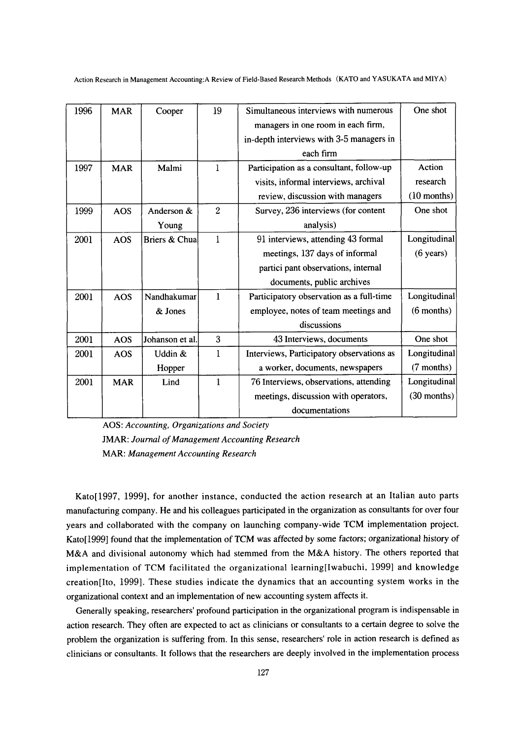| 1996 | MAR | Cooper | 19 | Simultaneous interviews with numerous managers in one room in each firm, in-depth interviews with 3-5 managers in each firm | One shot |
|---|---|---|---|---|---|
| 1997 | MAR | Malmi | 1 | Participation as a consultant, follow-up visits, informal interviews, archival review, discussion with managers | Action research (10 months) |
| 1999 | AOS | Anderson & Young | 2 | Survey, 236 interviews (for content analysis) | One shot |
| 2001 | AOS | Briers & Chua | 1 | 91 interviews, attending 43 formal meetings, 137 days of informal partici pant observations, internal documents, public archives | Longitudinal (6 years) |
| 2001 | AOS | Nandhakumar & Jones | 1 | Participatory observation as a full-time employee, notes of team meetings and discussions | Longitudinal (6 months) |
| 2001 | AOS | Johanson et al. | 3 | 43 Interviews, documents | One shot |
| 2001 | AOS | Uddin & Hopper | 1 | Interviews, Participatory observations as a worker, documents, newspapers | Longitudinal (7 months) |
| 2001 | MAR | Lind | 1 | 76 Interviews, observations, attending meetings, discussion with operators, documentations | Longitudinal (30 months) |

AOS: *Accounting, Organizations and Society*
JMAR: *Journal of Management Accounting Research*
MAR: *Management Accounting Research*

Kato[1997, 1999], for another instance, conducted the action research at an Italian auto parts manufacturing company. He and his colleagues participated in the organization as consultants for over four years and collaborated with the company on launching company-wide TCM implementation project. Kato[1999] found that the implementation of TCM was affected by some factors; organizational history of M&A and divisional autonomy which had stemmed from the M&A history. The others reported that implementation of TCM facilitated the organizational learning[Iwabuchi, 1999] and knowledge creation[Ito, 1999]. These studies indicate the dynamics that an accounting system works in the organizational context and an implementation of new accounting system affects it.

Generally speaking, researchers' profound participation in the organizational program is indispensable in action research. They often are expected to act as clinicians or consultants to a certain degree to solve the problem the organization is suffering from. In this sense, researchers' role in action research is defined as clinicians or consultants. It follows that the researchers are deeply involved in the implementation process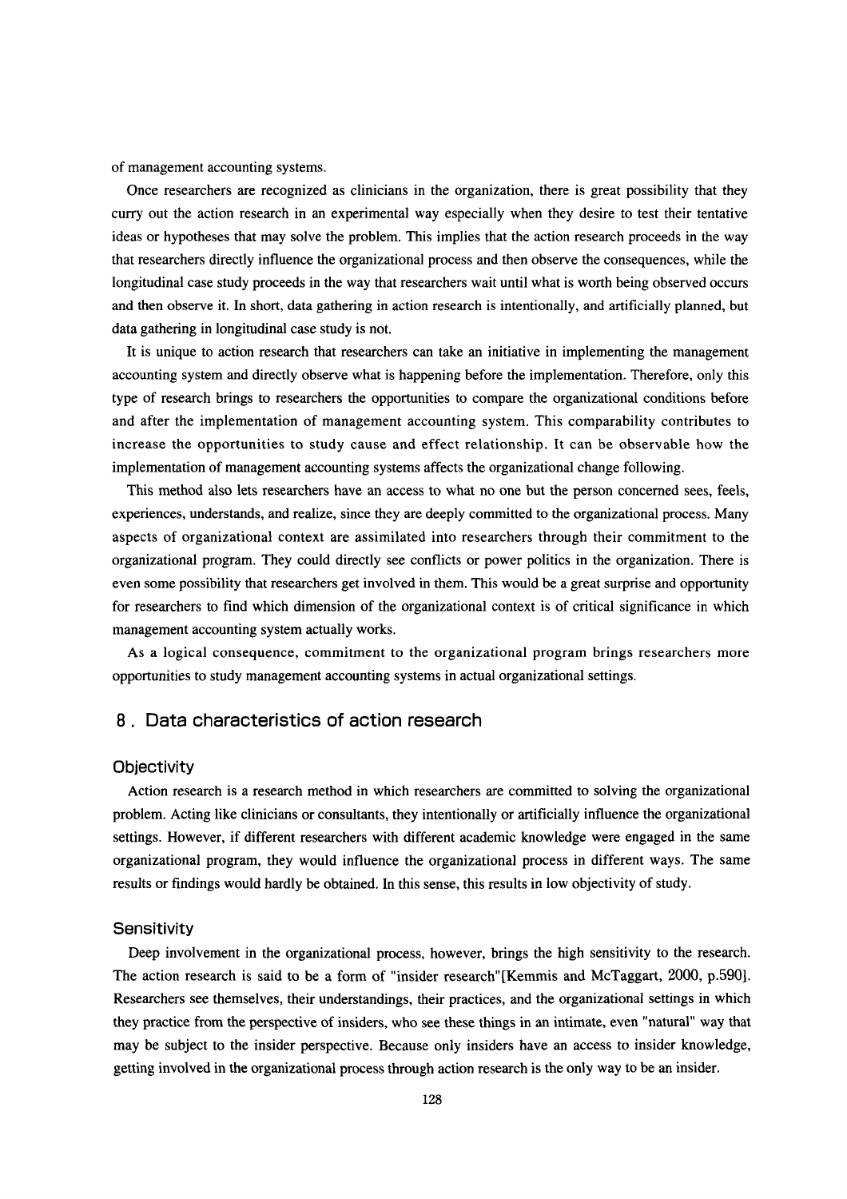of management accounting systems.

Once researchers are recognized as clinicians in the organization, there is great possibility that they curry out the action research in an experimental way especially when they desire to test their tentative ideas or hypotheses that may solve the problem. This implies that the action research proceeds in the way that researchers directly influence the organizational process and then observe the consequences, while the longitudinal case study proceeds in the way that researchers wait until what is worth being observed occurs and then observe it. In short, data gathering in action research is intentionally, and artificially planned, but data gathering in longitudinal case study is not.

It is unique to action research that researchers can take an initiative in implementing the management accounting system and directly observe what is happening before the implementation. Therefore, only this type of research brings to researchers the opportunities to compare the organizational conditions before and after the implementation of management accounting system. This comparability contributes to increase the opportunities to study cause and effect relationship. It can be observable how the implementation of management accounting systems affects the organizational change following.

This method also lets researchers have an access to what no one but the person concerned sees, feels, experiences, understands, and realize, since they are deeply committed to the organizational process. Many aspects of organizational context are assimilated into researchers through their commitment to the organizational program. They could directly see conflicts or power politics in the organization. There is even some possibility that researchers get involved in them. This would be a great surprise and opportunity for researchers to find which dimension of the organizational context is of critical significance in which management accounting system actually works.

As a logical consequence, commitment to the organizational program brings researchers more opportunities to study management accounting systems in actual organizational settings.

## 8. Data characteristics of action research

### Objectivity

Action research is a research method in which researchers are committed to solving the organizational problem. Acting like clinicians or consultants, they intentionally or artificially influence the organizational settings. However, if different researchers with different academic knowledge were engaged in the same organizational program, they would influence the organizational process in different ways. The same results or findings would hardly be obtained. In this sense, this results in low objectivity of study.

### Sensitivity

Deep involvement in the organizational process, however, brings the high sensitivity to the research. The action research is said to be a form of "insider research"[Kemmis and McTaggart, 2000, p.590]. Researchers see themselves, their understandings, their practices, and the organizational settings in which they practice from the perspective of insiders, who see these things in an intimate, even "natural" way that may be subject to the insider perspective. Because only insiders have an access to insider knowledge, getting involved in the organizational process through action research is the only way to be an insider.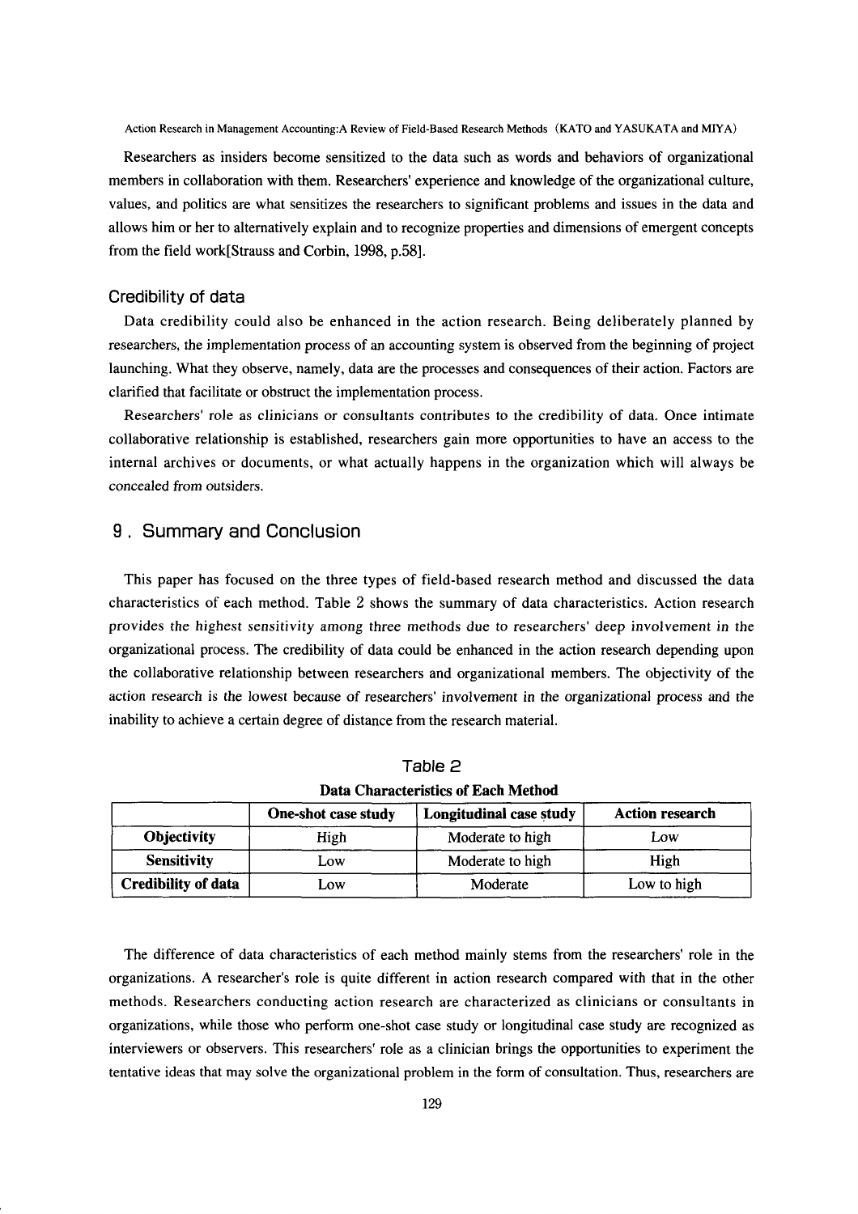Researchers as insiders become sensitized to the data such as words and behaviors of organizational members in collaboration with them. Researchers' experience and knowledge of the organizational culture, values, and politics are what sensitizes the researchers to significant problems and issues in the data and allows him or her to alternatively explain and to recognize properties and dimensions of emergent concepts from the field work[Strauss and Corbin, 1998, p.58].

### Credibility of data

Data credibility could also be enhanced in the action research. Being deliberately planned by researchers, the implementation process of an accounting system is observed from the beginning of project launching. What they observe, namely, data are the processes and consequences of their action. Factors are clarified that facilitate or obstruct the implementation process.

Researchers' role as clinicians or consultants contributes to the credibility of data. Once intimate collaborative relationship is established, researchers gain more opportunities to have an access to the internal archives or documents, or what actually happens in the organization which will always be concealed from outsiders.

## 9. Summary and Conclusion

This paper has focused on the three types of field-based research method and discussed the data characteristics of each method. Table 2 shows the summary of data characteristics. Action research provides the highest sensitivity among three methods due to researchers' deep involvement in the organizational process. The credibility of data could be enhanced in the action research depending upon the collaborative relationship between researchers and organizational members. The objectivity of the action research is the lowest because of researchers' involvement in the organizational process and the inability to achieve a certain degree of distance from the research material.

Table 2

**Data Characteristics of Each Method**

| | One-shot case study | Longitudinal case study | Action research |
|---|---|---|---|
| **Objectivity** | High | Moderate to high | Low |
| **Sensitivity** | Low | Moderate to high | High |
| **Credibility of data** | Low | Moderate | Low to high |

The difference of data characteristics of each method mainly stems from the researchers' role in the organizations. A researcher's role is quite different in action research compared with that in the other methods. Researchers conducting action research are characterized as clinicians or consultants in organizations, while those who perform one-shot case study or longitudinal case study are recognized as interviewers or observers. This researchers' role as a clinician brings the opportunities to experiment the tentative ideas that may solve the organizational problem in the form of consultation. Thus, researchers are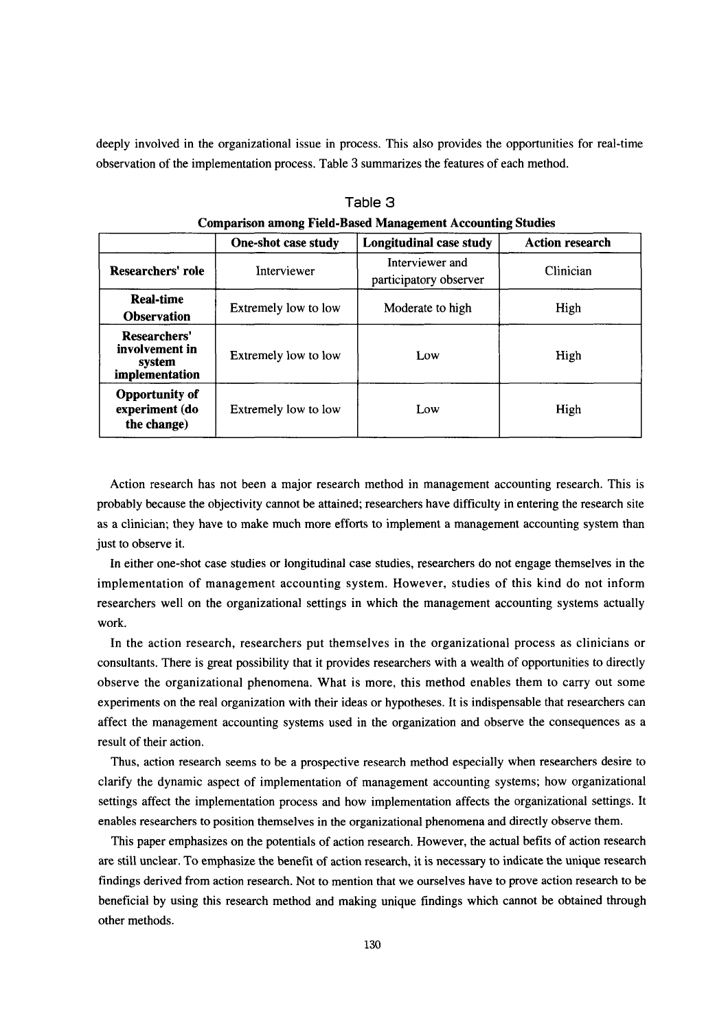deeply involved in the organizational issue in process. This also provides the opportunities for real-time observation of the implementation process. Table 3 summarizes the features of each method.

Table 3

**Comparison among Field-Based Management Accounting Studies**

| | One-shot case study | Longitudinal case study | Action research |
|---|---|---|---|
| **Researchers' role** | Interviewer | Interviewer and participatory observer | Clinician |
| **Real-time Observation** | Extremely low to low | Moderate to high | High |
| **Researchers' involvement in system implementation** | Extremely low to low | Low | High |
| **Opportunity of experiment (do the change)** | Extremely low to low | Low | High |

Action research has not been a major research method in management accounting research. This is probably because the objectivity cannot be attained; researchers have difficulty in entering the research site as a clinician; they have to make much more efforts to implement a management accounting system than just to observe it.

In either one-shot case studies or longitudinal case studies, researchers do not engage themselves in the implementation of management accounting system. However, studies of this kind do not inform researchers well on the organizational settings in which the management accounting systems actually work.

In the action research, researchers put themselves in the organizational process as clinicians or consultants. There is great possibility that it provides researchers with a wealth of opportunities to directly observe the organizational phenomena. What is more, this method enables them to carry out some experiments on the real organization with their ideas or hypotheses. It is indispensable that researchers can affect the management accounting systems used in the organization and observe the consequences as a result of their action.

Thus, action research seems to be a prospective research method especially when researchers desire to clarify the dynamic aspect of implementation of management accounting systems; how organizational settings affect the implementation process and how implementation affects the organizational settings. It enables researchers to position themselves in the organizational phenomena and directly observe them.

This paper emphasizes on the potentials of action research. However, the actual befits of action research are still unclear. To emphasize the benefit of action research, it is necessary to indicate the unique research findings derived from action research. Not to mention that we ourselves have to prove action research to be beneficial by using this research method and making unique findings which cannot be obtained through other methods.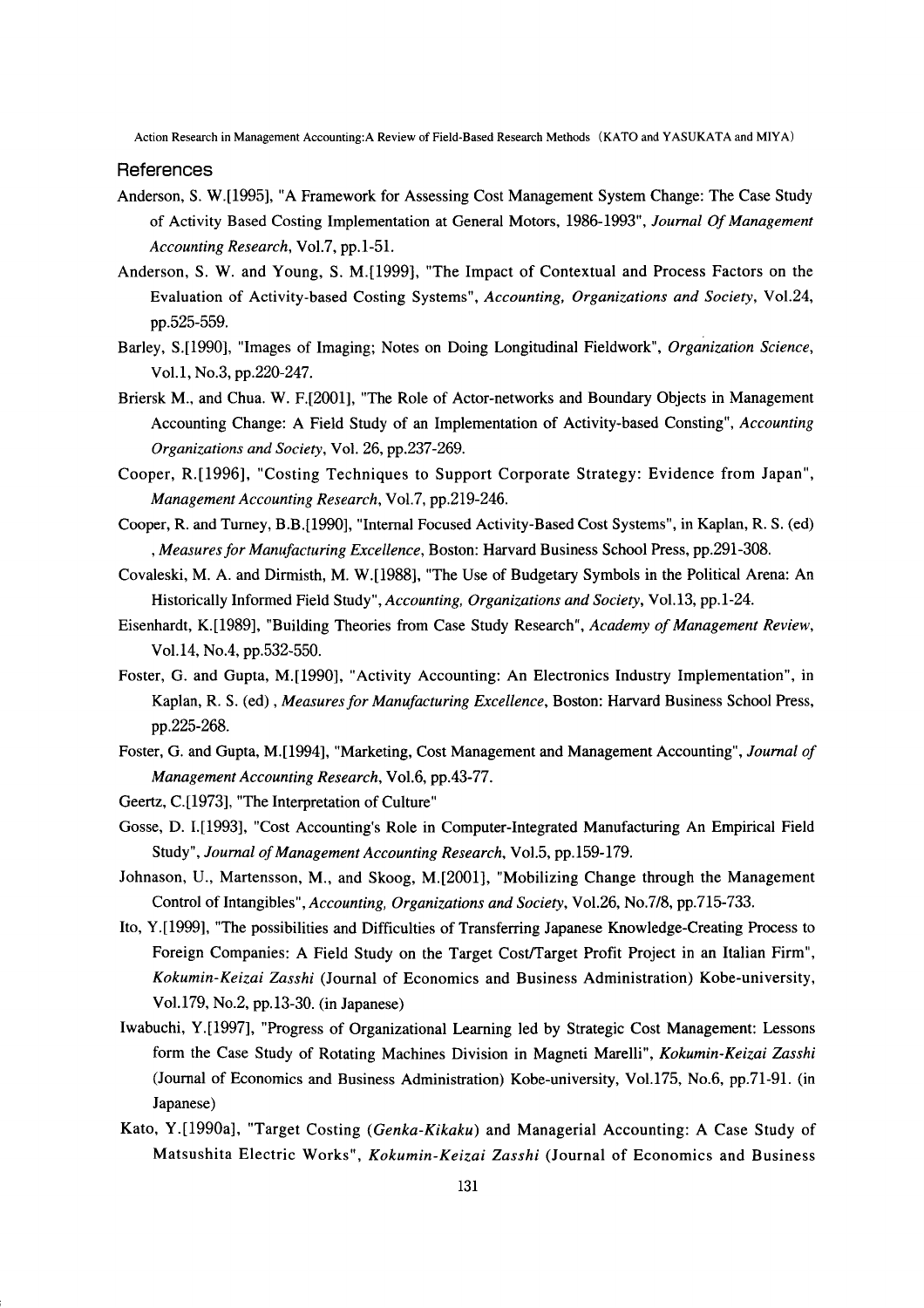## References

Anderson, S. W.[1995], "A Framework for Assessing Cost Management System Change: The Case Study of Activity Based Costing Implementation at General Motors, 1986-1993", *Journal Of Management Accounting Research*, Vol.7, pp.1-51.

Anderson, S. W. and Young, S. M.[1999], "The Impact of Contextual and Process Factors on the Evaluation of Activity-based Costing Systems", *Accounting, Organizations and Society*, Vol.24, pp.525-559.

Barley, S.[1990], "Images of Imaging; Notes on Doing Longitudinal Fieldwork", *Organization Science*, Vol.1, No.3, pp.220-247.

Briersk M., and Chua. W. F.[2001], "The Role of Actor-networks and Boundary Objects in Management Accounting Change: A Field Study of an Implementation of Activity-based Consting", *Accounting Organizations and Society*, Vol. 26, pp.237-269.

Cooper, R.[1996], "Costing Techniques to Support Corporate Strategy: Evidence from Japan", *Management Accounting Research*, Vol.7, pp.219-246.

Cooper, R. and Turney, B.B.[1990], "Internal Focused Activity-Based Cost Systems", in Kaplan, R. S. (ed) , *Measures for Manufacturing Excellence*, Boston: Harvard Business School Press, pp.291-308.

Covaleski, M. A. and Dirmisth, M. W.[1988], "The Use of Budgetary Symbols in the Political Arena: An Historically Informed Field Study", *Accounting, Organizations and Society*, Vol.13, pp.1-24.

Eisenhardt, K.[1989], "Building Theories from Case Study Research", *Academy of Management Review*, Vol.14, No.4, pp.532-550.

Foster, G. and Gupta, M.[1990], "Activity Accounting: An Electronics Industry Implementation", in Kaplan, R. S. (ed) , *Measures for Manufacturing Excellence*, Boston: Harvard Business School Press, pp.225-268.

Foster, G. and Gupta, M.[1994], "Marketing, Cost Management and Management Accounting", *Journal of Management Accounting Research*, Vol.6, pp.43-77.

Geertz, C.[1973], "The Interpretation of Culture"

Gosse, D. I.[1993], "Cost Accounting's Role in Computer-Integrated Manufacturing An Empirical Field Study", *Journal of Management Accounting Research*, Vol.5, pp.159-179.

Johnason, U., Martensson, M., and Skoog, M.[2001], "Mobilizing Change through the Management Control of Intangibles", *Accounting, Organizations and Society*, Vol.26, No.7/8, pp.715-733.

Ito, Y.[1999], "The possibilities and Difficulties of Transferring Japanese Knowledge-Creating Process to Foreign Companies: A Field Study on the Target Cost/Target Profit Project in an Italian Firm", *Kokumin-Keizai Zasshi* (Journal of Economics and Business Administration) Kobe-university, Vol.179, No.2, pp.13-30. (in Japanese)

Iwabuchi, Y.[1997], "Progress of Organizational Learning led by Strategic Cost Management: Lessons form the Case Study of Rotating Machines Division in Magneti Marelli", *Kokumin-Keizai Zasshi* (Journal of Economics and Business Administration) Kobe-university, Vol.175, No.6, pp.71-91. (in Japanese)

Kato, Y.[1990a], "Target Costing (*Genka-Kikaku*) and Managerial Accounting: A Case Study of Matsushita Electric Works", *Kokumin-Keizai Zasshi* (Journal of Economics and Business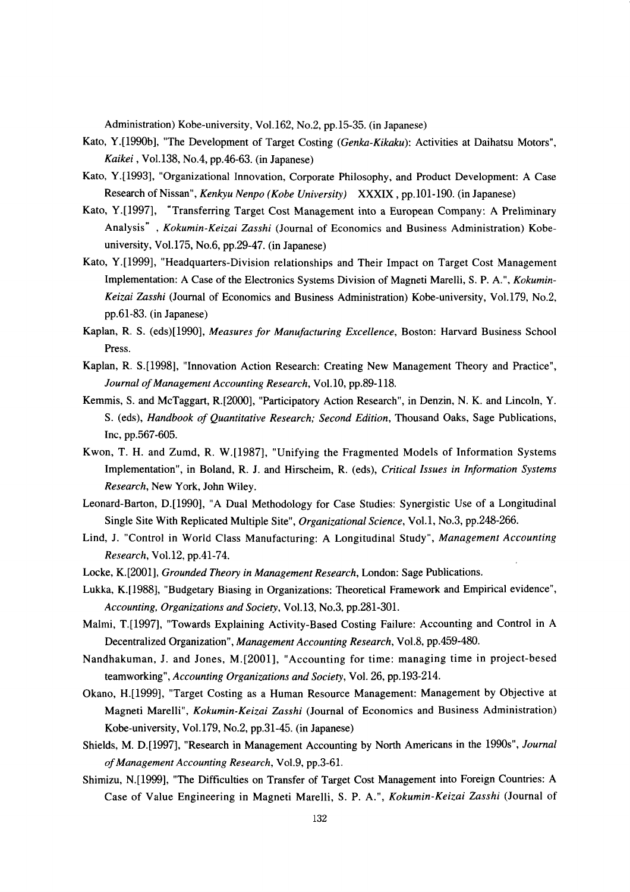Administration) Kobe-university, Vol.162, No.2, pp.15-35. (in Japanese)

Kato, Y.[1990b], "The Development of Target Costing *(Genka-Kikaku)*: Activities at Daihatsu Motors", *Kaikei*, Vol.138, No.4, pp.46-63. (in Japanese)

Kato, Y.[1993], "Organizational Innovation, Corporate Philosophy, and Product Development: A Case Research of Nissan", *Kenkyu Nenpo (Kobe University)* XXXIX, pp.101-190. (in Japanese)

Kato, Y.[1997], "Transferring Target Cost Management into a European Company: A Preliminary Analysis", *Kokumin-Keizai Zasshi* (Journal of Economics and Business Administration) Kobe-university, Vol.175, No.6, pp.29-47. (in Japanese)

Kato, Y.[1999], "Headquarters-Division relationships and Their Impact on Target Cost Management Implementation: A Case of the Electronics Systems Division of Magneti Marelli, S. P. A.", *Kokumin-Keizai Zasshi* (Journal of Economics and Business Administration) Kobe-university, Vol.179, No.2, pp.61-83. (in Japanese)

Kaplan, R. S. (eds)[1990], *Measures for Manufacturing Excellence*, Boston: Harvard Business School Press.

Kaplan, R. S.[1998], "Innovation Action Research: Creating New Management Theory and Practice", *Journal of Management Accounting Research*, Vol.10, pp.89-118.

Kemmis, S. and McTaggart, R.[2000], "Participatory Action Research", in Denzin, N. K. and Lincoln, Y. S. (eds), *Handbook of Quantitative Research; Second Edition*, Thousand Oaks, Sage Publications, Inc, pp.567-605.

Kwon, T. H. and Zumd, R. W.[1987], "Unifying the Fragmented Models of Information Systems Implementation", in Boland, R. J. and Hirscheim, R. (eds), *Critical Issues in Information Systems Research*, New York, John Wiley.

Leonard-Barton, D.[1990], "A Dual Methodology for Case Studies: Synergistic Use of a Longitudinal Single Site With Replicated Multiple Site", *Organizational Science*, Vol.1, No.3, pp.248-266.

Lind, J. "Control in World Class Manufacturing: A Longitudinal Study", *Management Accounting Research*, Vol.12, pp.41-74.

Locke, K.[2001], *Grounded Theory in Management Research*, London: Sage Publications.

Lukka, K.[1988], "Budgetary Biasing in Organizations: Theoretical Framework and Empirical evidence", *Accounting, Organizations and Society*, Vol.13, No.3, pp.281-301.

Malmi, T.[1997], "Towards Explaining Activity-Based Costing Failure: Accounting and Control in A Decentralized Organization", *Management Accounting Research*, Vol.8, pp.459-480.

Nandhakuman, J. and Jones, M.[2001], "Accounting for time: managing time in project-besed teamworking", *Accounting Organizations and Society*, Vol. 26, pp.193-214.

Okano, H.[1999], "Target Costing as a Human Resource Management: Management by Objective at Magneti Marelli", *Kokumin-Keizai Zasshi* (Journal of Economics and Business Administration) Kobe-university, Vol.179, No.2, pp.31-45. (in Japanese)

Shields, M. D.[1997], "Research in Management Accounting by North Americans in the 1990s", *Journal of Management Accounting Research*, Vol.9, pp.3-61.

Shimizu, N.[1999], "The Difficulties on Transfer of Target Cost Management into Foreign Countries: A Case of Value Engineering in Magneti Marelli, S. P. A.", *Kokumin-Keizai Zasshi* (Journal of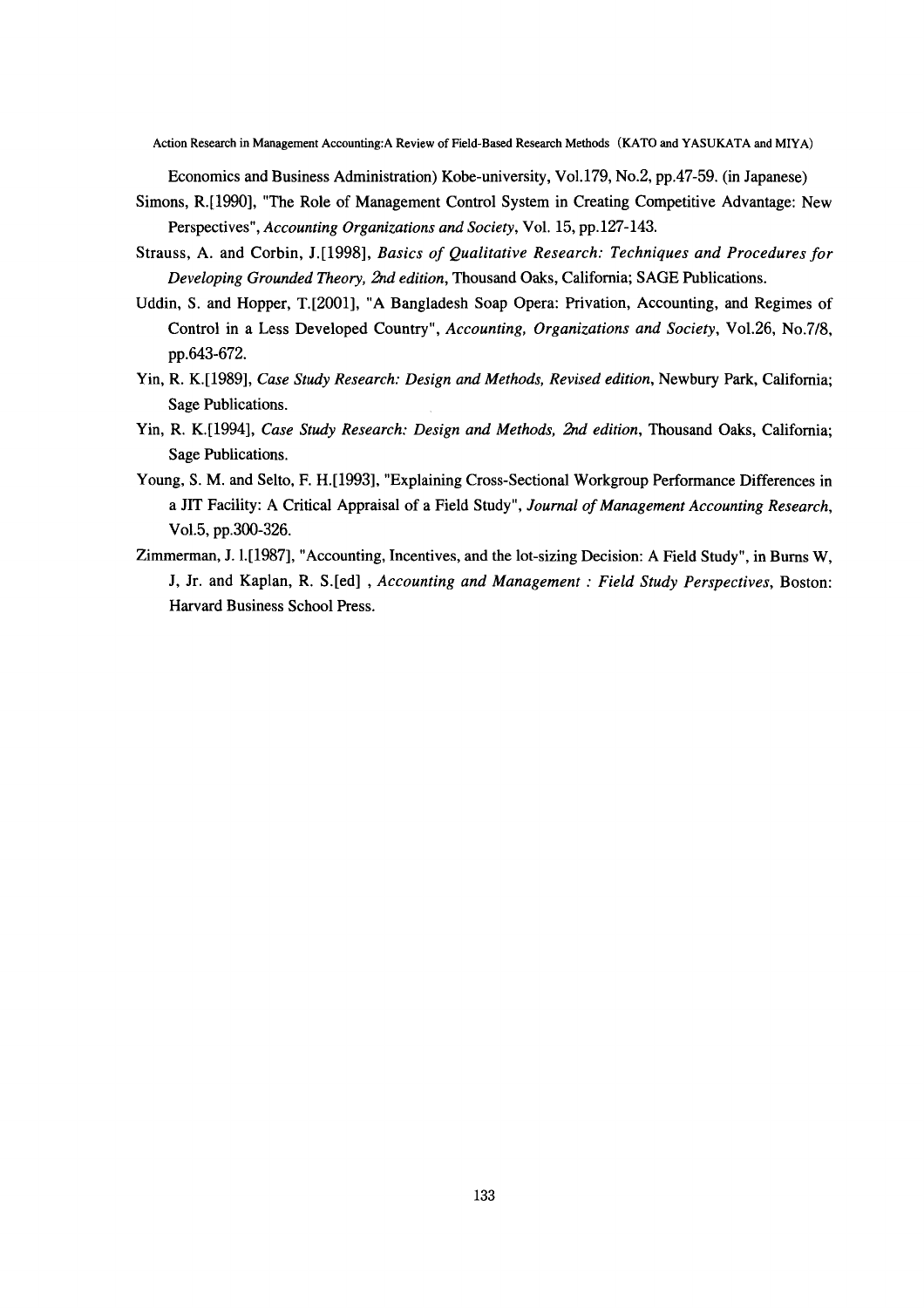Economics and Business Administration) Kobe-university, Vol.179, No.2, pp.47-59. (in Japanese)

Simons, R.[1990], "The Role of Management Control System in Creating Competitive Advantage: New Perspectives", *Accounting Organizations and Society*, Vol. 15, pp.127-143.

Strauss, A. and Corbin, J.[1998], *Basics of Qualitative Research: Techniques and Procedures for Developing Grounded Theory, 2nd edition*, Thousand Oaks, California; SAGE Publications.

Uddin, S. and Hopper, T.[2001], "A Bangladesh Soap Opera: Privation, Accounting, and Regimes of Control in a Less Developed Country", *Accounting, Organizations and Society*, Vol.26, No.7/8, pp.643-672.

Yin, R. K.[1989], *Case Study Research: Design and Methods, Revised edition*, Newbury Park, California; Sage Publications.

Yin, R. K.[1994], *Case Study Research: Design and Methods, 2nd edition*, Thousand Oaks, California; Sage Publications.

Young, S. M. and Selto, F. H.[1993], "Explaining Cross-Sectional Workgroup Performance Differences in a JIT Facility: A Critical Appraisal of a Field Study", *Journal of Management Accounting Research*, Vol.5, pp.300-326.

Zimmerman, J. l.[1987], "Accounting, Incentives, and the lot-sizing Decision: A Field Study", in Burns W, J, Jr. and Kaplan, R. S.[ed] , *Accounting and Management : Field Study Perspectives*, Boston: Harvard Business School Press.